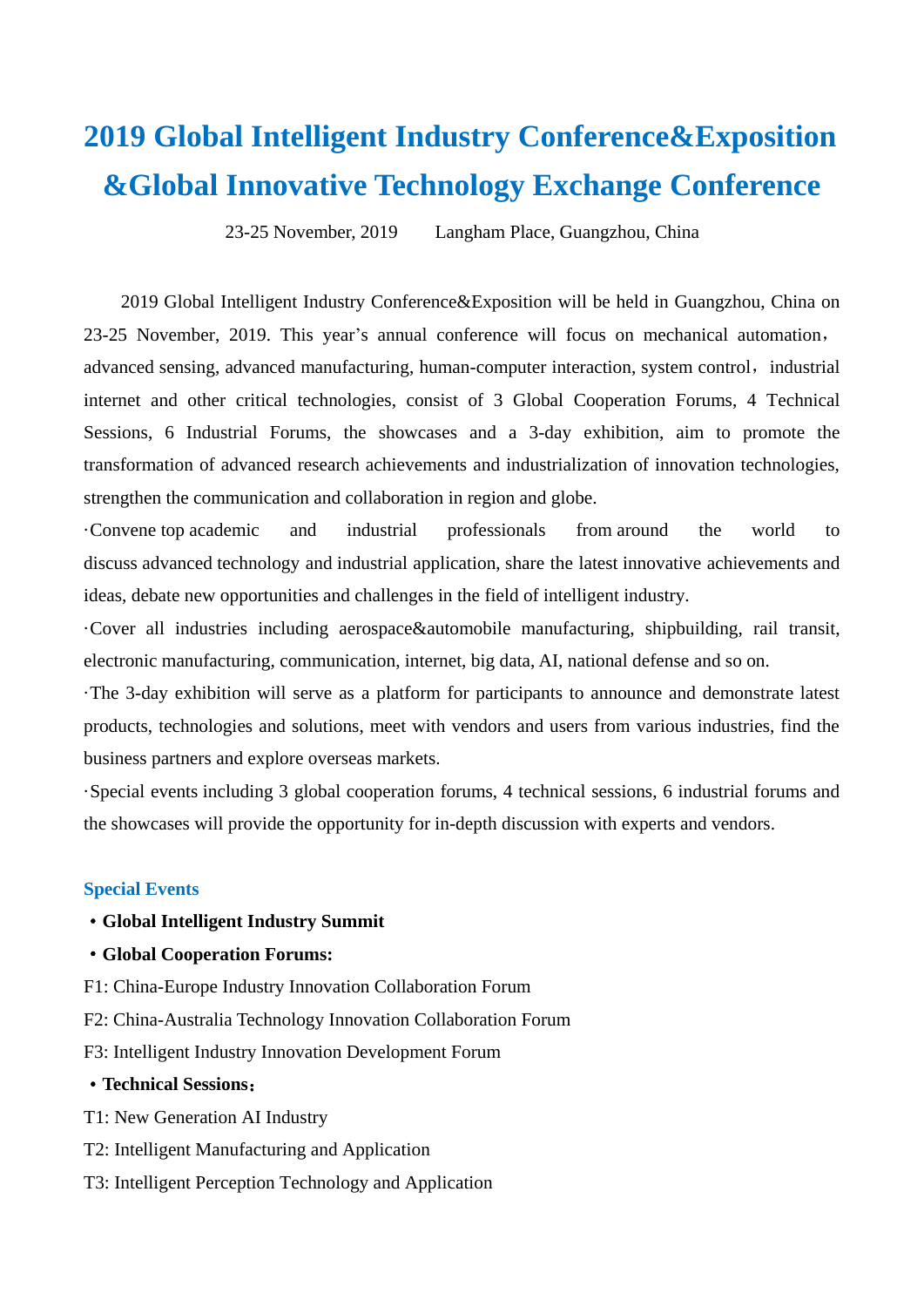# 2019 Global Intelligent Industry Conference&Exposition &Global Innovative Technology Exchange Conference

23-25 November, 2019　　Langham Place, Guangzhou, China

2019 Global Intelligent Industry Conference&Exposition will be held in Guangzhou, China on 23-25 November, 2019. This year's annual conference will focus on mechanical automation，advanced sensing, advanced manufacturing, human-computer interaction, system control，industrial internet and other critical technologies, consist of 3 Global Cooperation Forums, 4 Technical Sessions, 6 Industrial Forums, the showcases and a 3-day exhibition, aim to promote the transformation of advanced research achievements and industrialization of innovation technologies, strengthen the communication and collaboration in region and globe.

·Convene top academic and industrial professionals from around the world to discuss advanced technology and industrial application, share the latest innovative achievements and ideas, debate new opportunities and challenges in the field of intelligent industry.

·Cover all industries including aerospace&automobile manufacturing, shipbuilding, rail transit, electronic manufacturing, communication, internet, big data, AI, national defense and so on.

·The 3-day exhibition will serve as a platform for participants to announce and demonstrate latest products, technologies and solutions, meet with vendors and users from various industries, find the business partners and explore overseas markets.

·Special events including 3 global cooperation forums, 4 technical sessions, 6 industrial forums and the showcases will provide the opportunity for in-depth discussion with experts and vendors.

## Special Events

- **Global Intelligent Industry Summit**
- **Global Cooperation Forums:**

F1: China-Europe Industry Innovation Collaboration Forum

F2: China-Australia Technology Innovation Collaboration Forum

F3: Intelligent Industry Innovation Development Forum

- **Technical Sessions：**

T1: New Generation AI Industry

T2: Intelligent Manufacturing and Application

T3: Intelligent Perception Technology and Application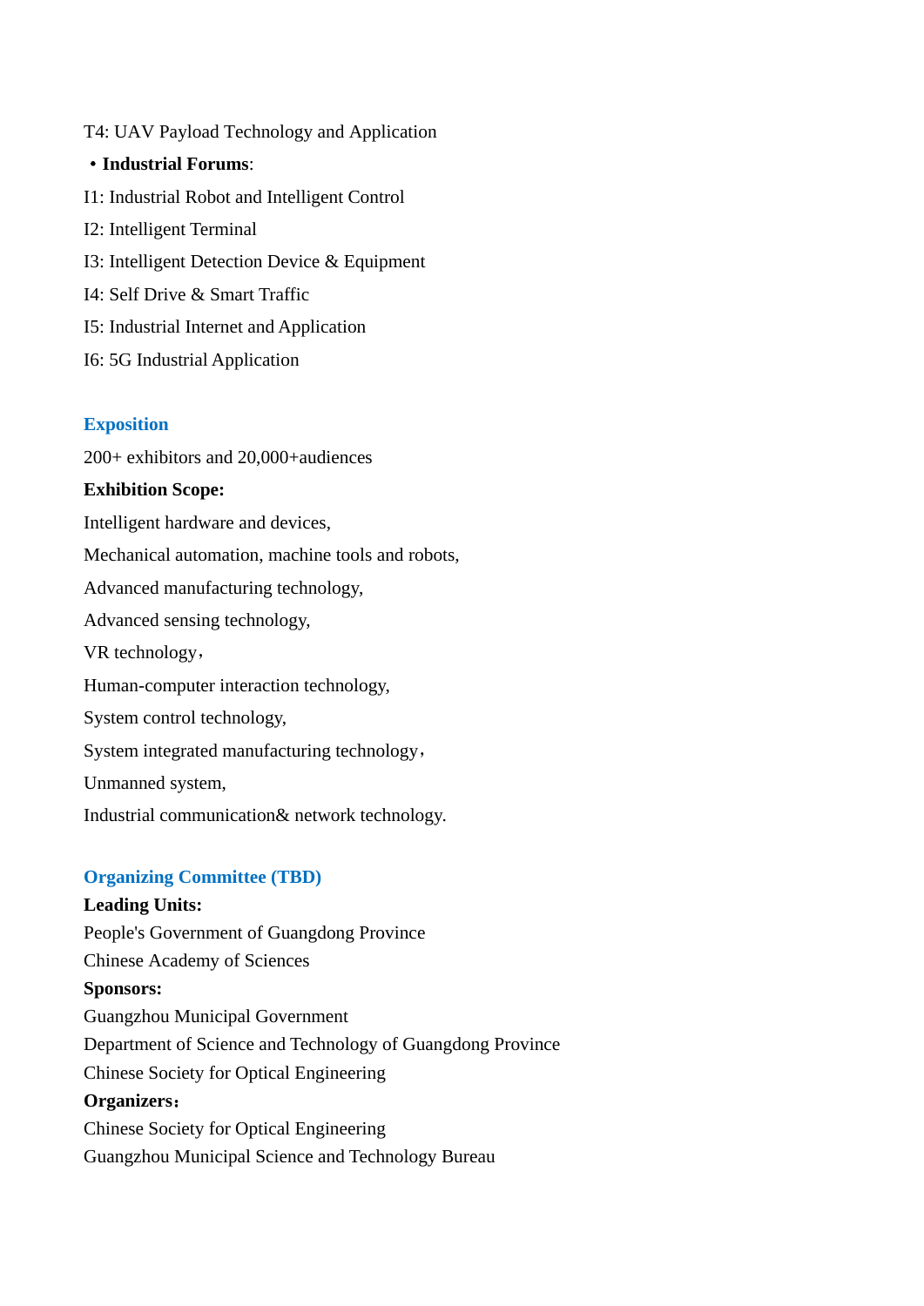T4: UAV Payload Technology and Application

- **Industrial Forums**:

I1: Industrial Robot and Intelligent Control

I2: Intelligent Terminal

I3: Intelligent Detection Device & Equipment

I4: Self Drive & Smart Traffic

I5: Industrial Internet and Application

I6: 5G Industrial Application

## Exposition

200+ exhibitors and 20,000+audiences

**Exhibition Scope:**

Intelligent hardware and devices,

Mechanical automation, machine tools and robots,

Advanced manufacturing technology,

Advanced sensing technology,

VR technology，

Human-computer interaction technology,

System control technology,

System integrated manufacturing technology，

Unmanned system,

Industrial communication& network technology.

## Organizing Committee (TBD)

**Leading Units:**

People's Government of Guangdong Province

Chinese Academy of Sciences

**Sponsors:**

Guangzhou Municipal Government

Department of Science and Technology of Guangdong Province

Chinese Society for Optical Engineering

**Organizers**：

Chinese Society for Optical Engineering

Guangzhou Municipal Science and Technology Bureau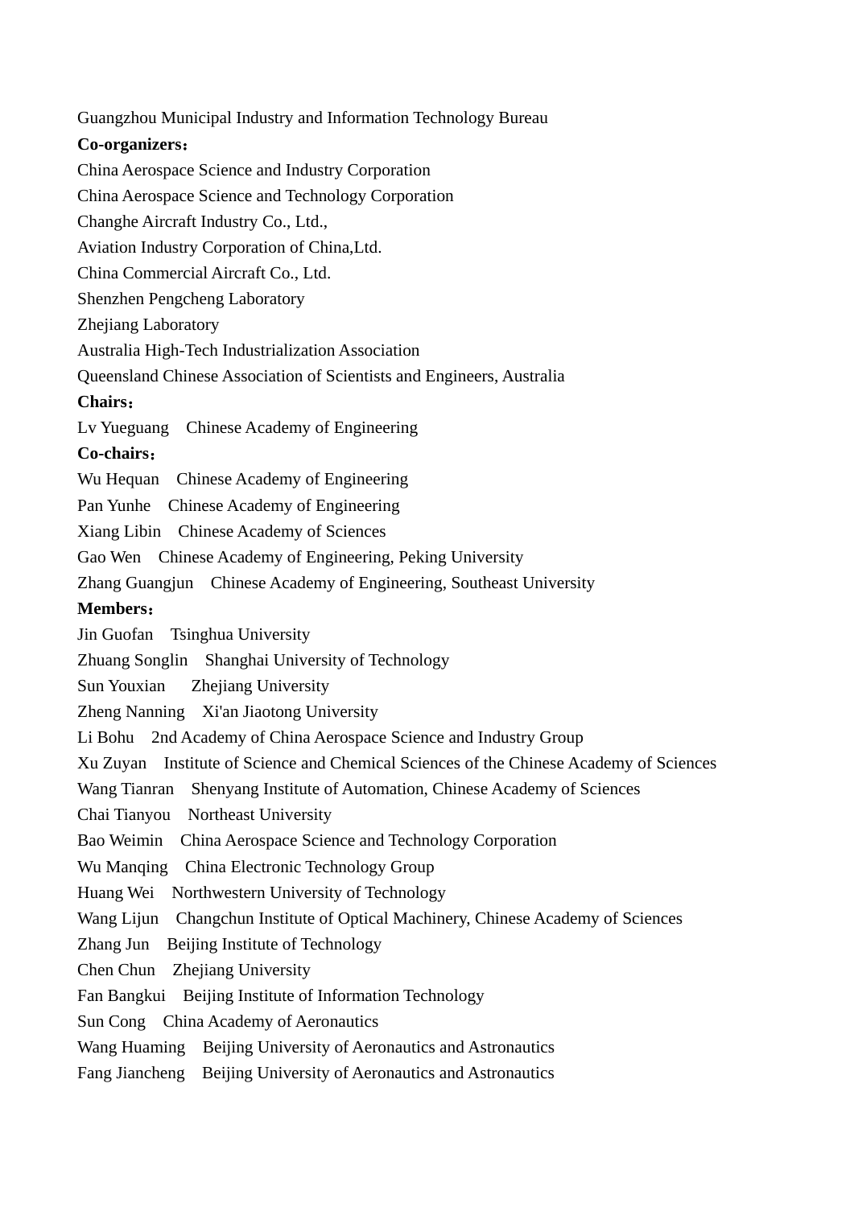Guangzhou Municipal Industry and Information Technology Bureau

**Co-organizers：**

China Aerospace Science and Industry Corporation

China Aerospace Science and Technology Corporation

Changhe Aircraft Industry Co., Ltd.,

Aviation Industry Corporation of China,Ltd.

China Commercial Aircraft Co., Ltd.

Shenzhen Pengcheng Laboratory

Zhejiang Laboratory

Australia High-Tech Industrialization Association

Queensland Chinese Association of Scientists and Engineers, Australia

**Chairs：**

Lv Yueguang　Chinese Academy of Engineering

**Co-chairs：**

Wu Hequan　Chinese Academy of Engineering

Pan Yunhe　Chinese Academy of Engineering

Xiang Libin　Chinese Academy of Sciences

Gao Wen　Chinese Academy of Engineering, Peking University

Zhang Guangjun　Chinese Academy of Engineering, Southeast University

**Members：**

Jin Guofan　Tsinghua University

Zhuang Songlin　Shanghai University of Technology

Sun Youxian　Zhejiang University

Zheng Nanning　Xi'an Jiaotong University

Li Bohu　2nd Academy of China Aerospace Science and Industry Group

Xu Zuyan　Institute of Science and Chemical Sciences of the Chinese Academy of Sciences

Wang Tianran　Shenyang Institute of Automation, Chinese Academy of Sciences

Chai Tianyou　Northeast University

Bao Weimin　China Aerospace Science and Technology Corporation

Wu Manqing　China Electronic Technology Group

Huang Wei　Northwestern University of Technology

Wang Lijun　Changchun Institute of Optical Machinery, Chinese Academy of Sciences

Zhang Jun　Beijing Institute of Technology

Chen Chun　Zhejiang University

Fan Bangkui　Beijing Institute of Information Technology

Sun Cong　China Academy of Aeronautics

Wang Huaming　Beijing University of Aeronautics and Astronautics

Fang Jiancheng　Beijing University of Aeronautics and Astronautics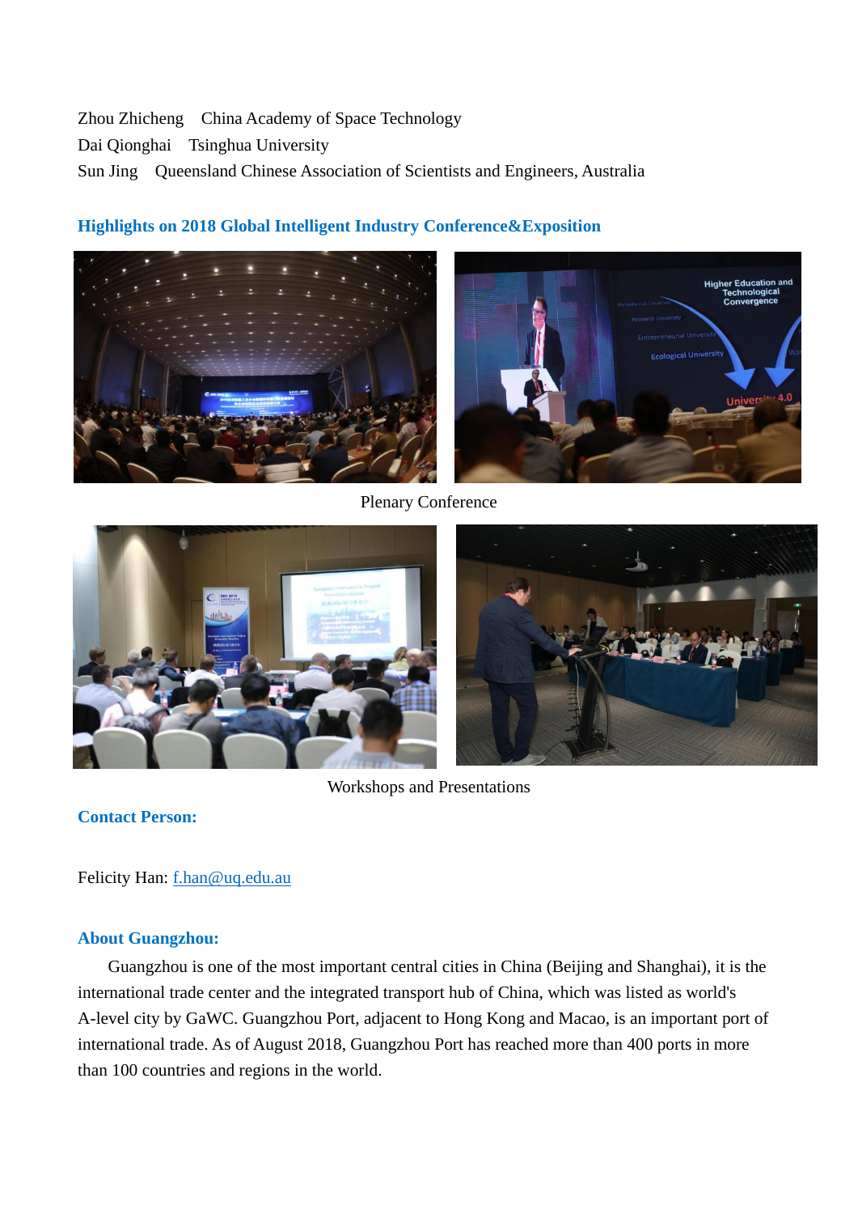Zhou Zhicheng　China Academy of Space Technology

Dai Qionghai　Tsinghua University

Sun Jing　Queensland Chinese Association of Scientists and Engineers, Australia

## Highlights on 2018 Global Intelligent Industry Conference&Exposition

Plenary Conference

Workshops and Presentations

## Contact Person:

Felicity Han: f.han@uq.edu.au

## About Guangzhou:

Guangzhou is one of the most important central cities in China (Beijing and Shanghai), it is the international trade center and the integrated transport hub of China, which was listed as world's A-level city by GaWC. Guangzhou Port, adjacent to Hong Kong and Macao, is an important port of international trade. As of August 2018, Guangzhou Port has reached more than 400 ports in more than 100 countries and regions in the world.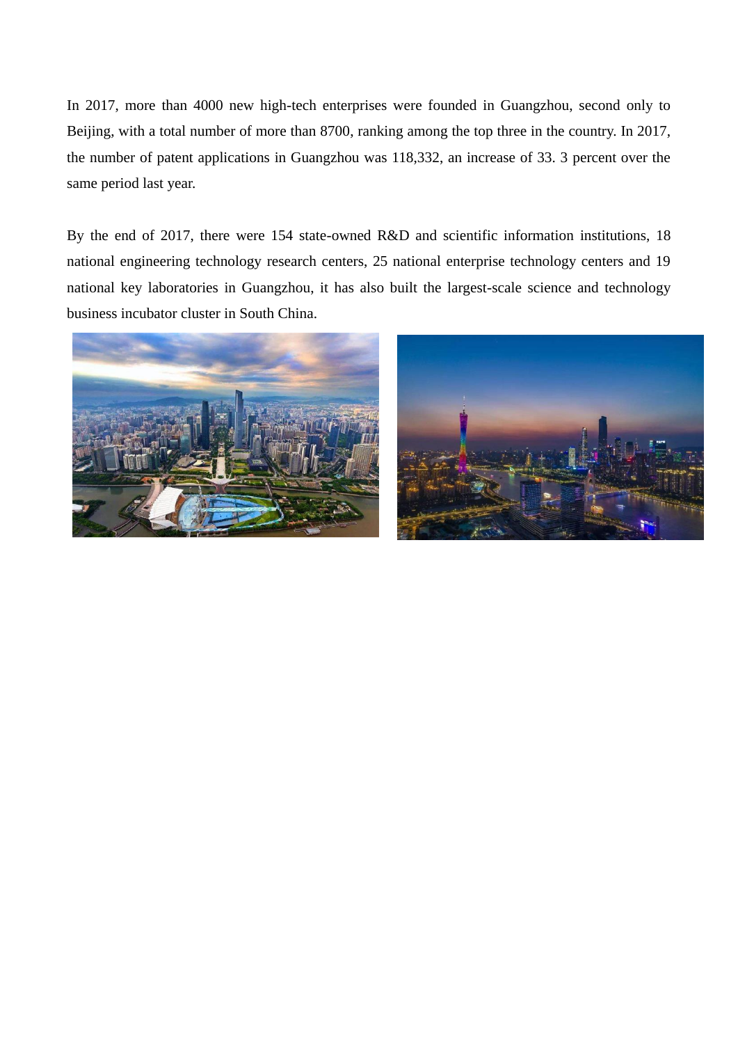In 2017, more than 4000 new high-tech enterprises were founded in Guangzhou, second only to Beijing, with a total number of more than 8700, ranking among the top three in the country. In 2017, the number of patent applications in Guangzhou was 118,332, an increase of 33. 3 percent over the same period last year.

By the end of 2017, there were 154 state-owned R&D and scientific information institutions, 18 national engineering technology research centers, 25 national enterprise technology centers and 19 national key laboratories in Guangzhou, it has also built the largest-scale science and technology business incubator cluster in South China.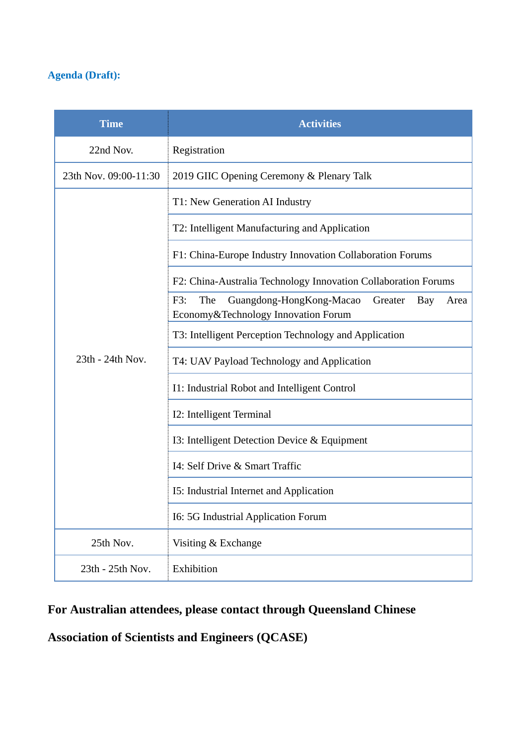**Agenda (Draft):**

| Time | Activities |
|---|---|
| 22nd Nov. | Registration |
| 23th Nov. 09:00-11:30 | 2019 GIIC Opening Ceremony & Plenary Talk |
| 23th - 24th Nov. | T1: New Generation AI Industry |
| | T2: Intelligent Manufacturing and Application |
| | F1: China-Europe Industry Innovation Collaboration Forums |
| | F2: China-Australia Technology Innovation Collaboration Forums |
| | F3: The Guangdong-HongKong-Macao Greater Bay Area Economy&Technology Innovation Forum |
| | T3: Intelligent Perception Technology and Application |
| | T4: UAV Payload Technology and Application |
| | I1: Industrial Robot and Intelligent Control |
| | I2: Intelligent Terminal |
| | I3: Intelligent Detection Device & Equipment |
| | I4: Self Drive & Smart Traffic |
| | I5: Industrial Internet and Application |
| | I6: 5G Industrial Application Forum |
| 25th Nov. | Visiting & Exchange |
| 23th - 25th Nov. | Exhibition |

**For Australian attendees, please contact through Queensland Chinese Association of Scientists and Engineers (QCASE)**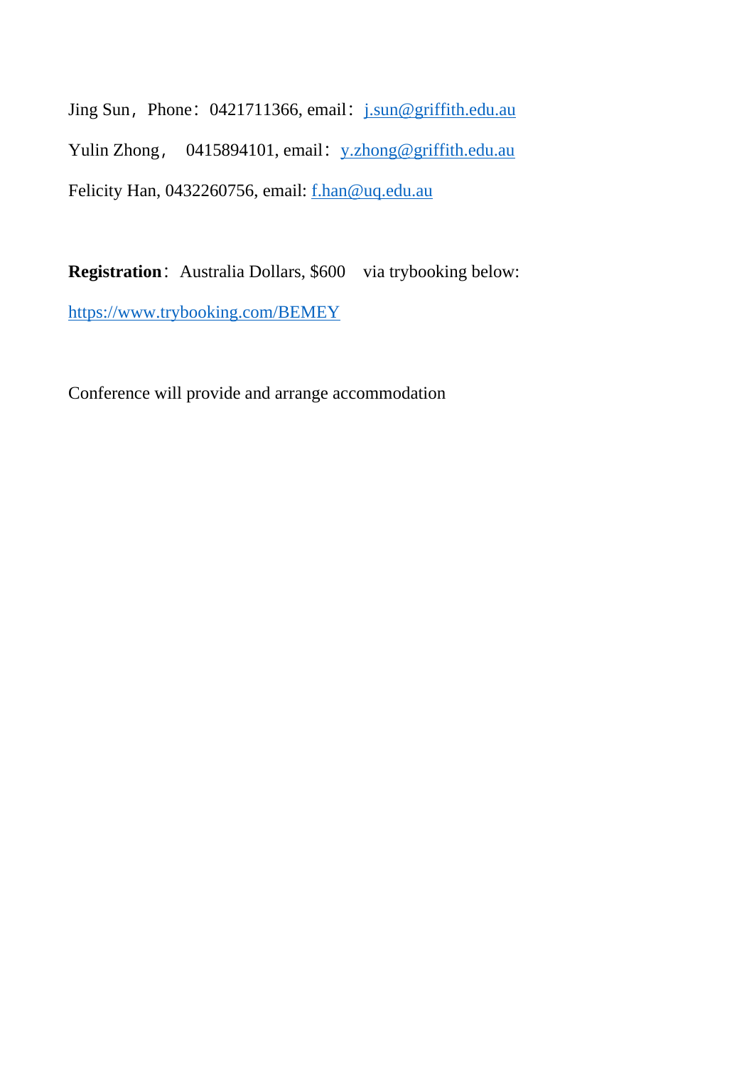Jing Sun，Phone：0421711366, email：[j.sun@griffith.edu.au](mailto:j.sun@griffith.edu.au)

Yulin Zhong， 0415894101, email：[y.zhong@griffith.edu.au](mailto:y.zhong@griffith.edu.au)

Felicity Han, 0432260756, email: [f.han@uq.edu.au](mailto:f.han@uq.edu.au)

**Registration**： Australia Dollars, $600  via trybooking below:

[https://www.trybooking.com/BEMEY](https://www.trybooking.com/BEMEY)

Conference will provide and arrange accommodation